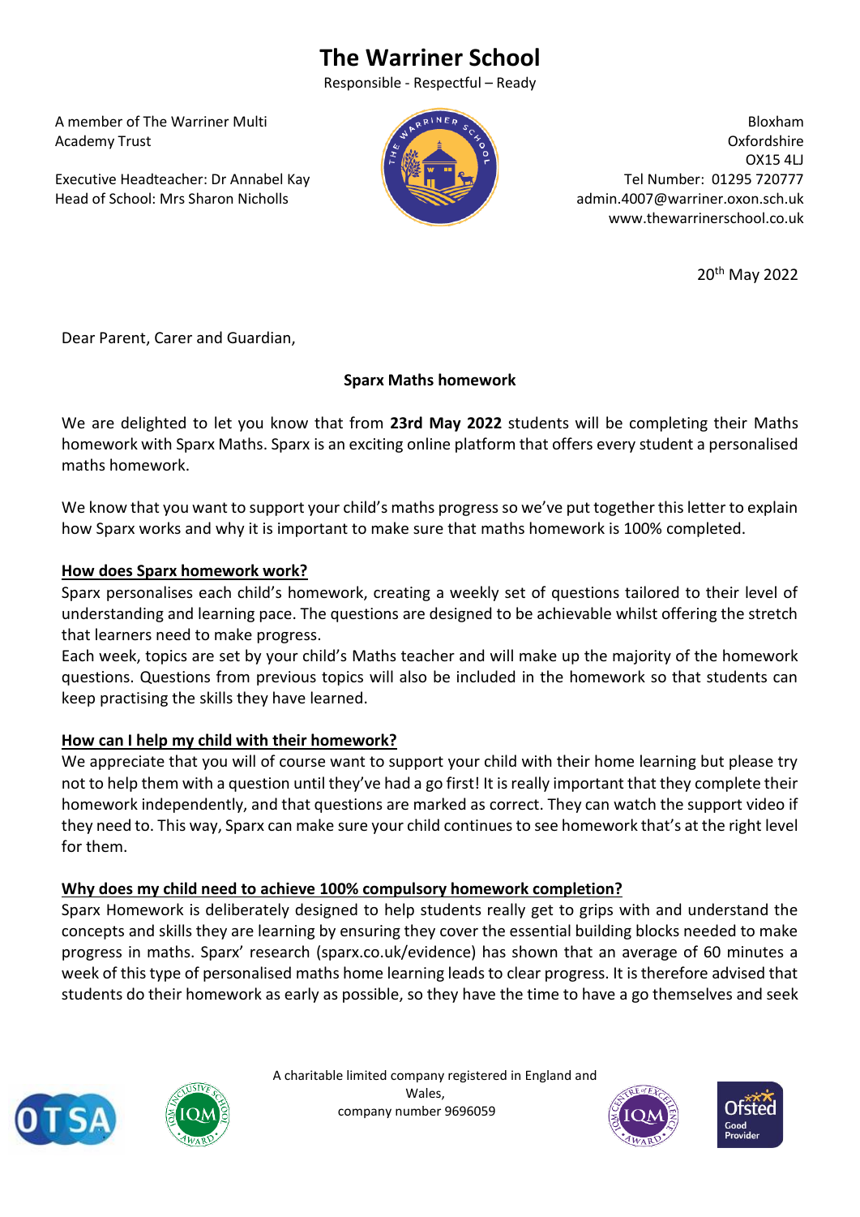# The Warriner School

Responsible - Respectful – Ready

A member of The Warriner Multi Academy Trust

Executive Headteacher: Dr Annabel Kay
Head of School: Mrs Sharon Nicholls

Bloxham
Oxfordshire
OX15 4LJ
Tel Number: 01295 720777
admin.4007@warriner.oxon.sch.uk
www.thewarrinerschool.co.uk

20th May 2022

Dear Parent, Carer and Guardian,

**Sparx Maths homework**

We are delighted to let you know that from **23rd May 2022** students will be completing their Maths homework with Sparx Maths. Sparx is an exciting online platform that offers every student a personalised maths homework.

We know that you want to support your child's maths progress so we've put together this letter to explain how Sparx works and why it is important to make sure that maths homework is 100% completed.

**How does Sparx homework work?**

Sparx personalises each child's homework, creating a weekly set of questions tailored to their level of understanding and learning pace. The questions are designed to be achievable whilst offering the stretch that learners need to make progress.

Each week, topics are set by your child's Maths teacher and will make up the majority of the homework questions. Questions from previous topics will also be included in the homework so that students can keep practising the skills they have learned.

**How can I help my child with their homework?**

We appreciate that you will of course want to support your child with their home learning but please try not to help them with a question until they've had a go first! It is really important that they complete their homework independently, and that questions are marked as correct. They can watch the support video if they need to. This way, Sparx can make sure your child continues to see homework that's at the right level for them.

**Why does my child need to achieve 100% compulsory homework completion?**

Sparx Homework is deliberately designed to help students really get to grips with and understand the concepts and skills they are learning by ensuring they cover the essential building blocks needed to make progress in maths. Sparx' research (sparx.co.uk/evidence) has shown that an average of 60 minutes a week of this type of personalised maths home learning leads to clear progress. It is therefore advised that students do their homework as early as possible, so they have the time to have a go themselves and seek

A charitable limited company registered in England and Wales,
company number 9696059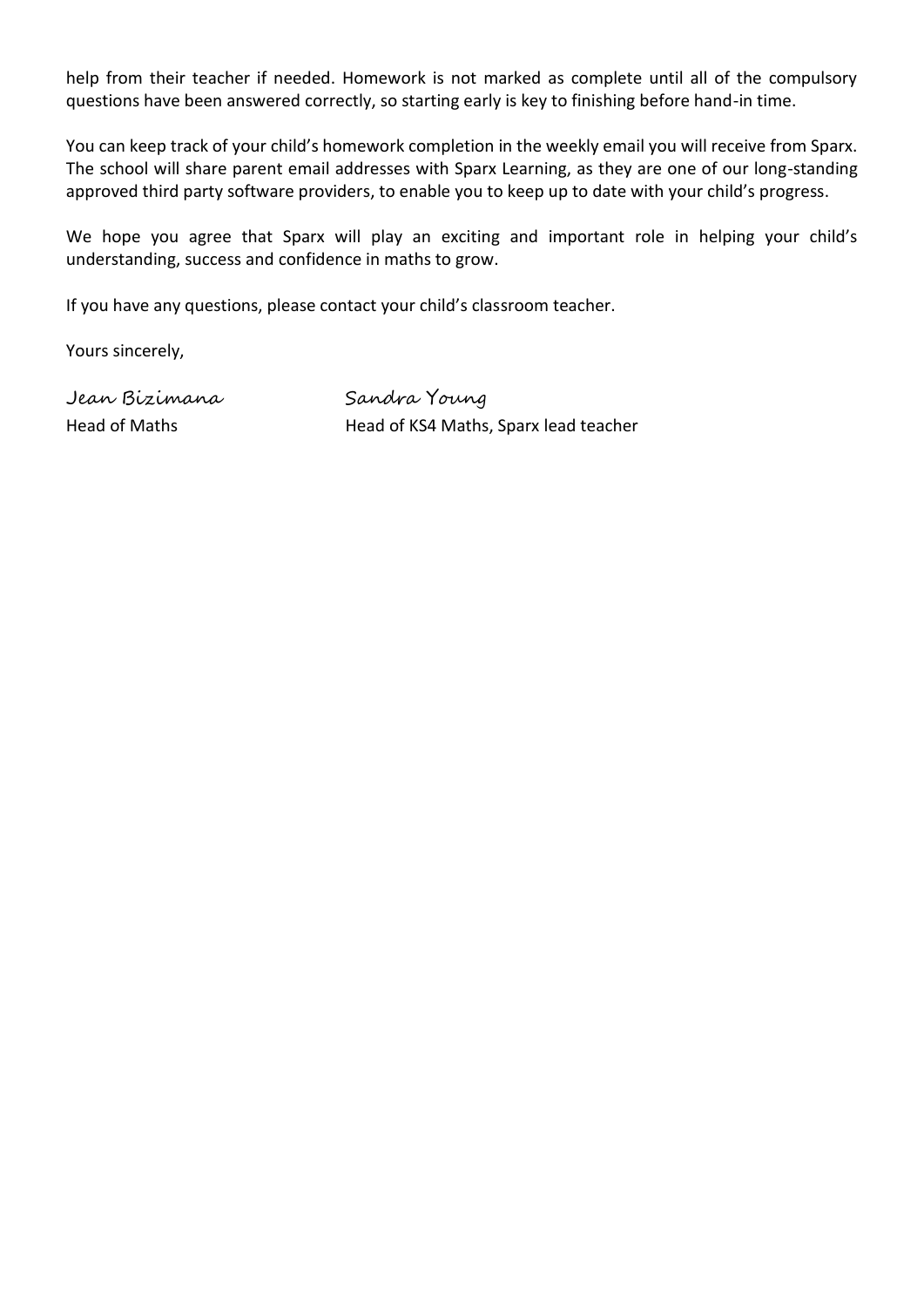help from their teacher if needed. Homework is not marked as complete until all of the compulsory questions have been answered correctly, so starting early is key to finishing before hand-in time.

You can keep track of your child's homework completion in the weekly email you will receive from Sparx. The school will share parent email addresses with Sparx Learning, as they are one of our long-standing approved third party software providers, to enable you to keep up to date with your child's progress.

We hope you agree that Sparx will play an exciting and important role in helping your child's understanding, success and confidence in maths to grow.

If you have any questions, please contact your child's classroom teacher.

Yours sincerely,

| | |
|---|---|
| *Jean Bizimana* | *Sandra Young* |
| Head of Maths | Head of KS4 Maths, Sparx lead teacher |